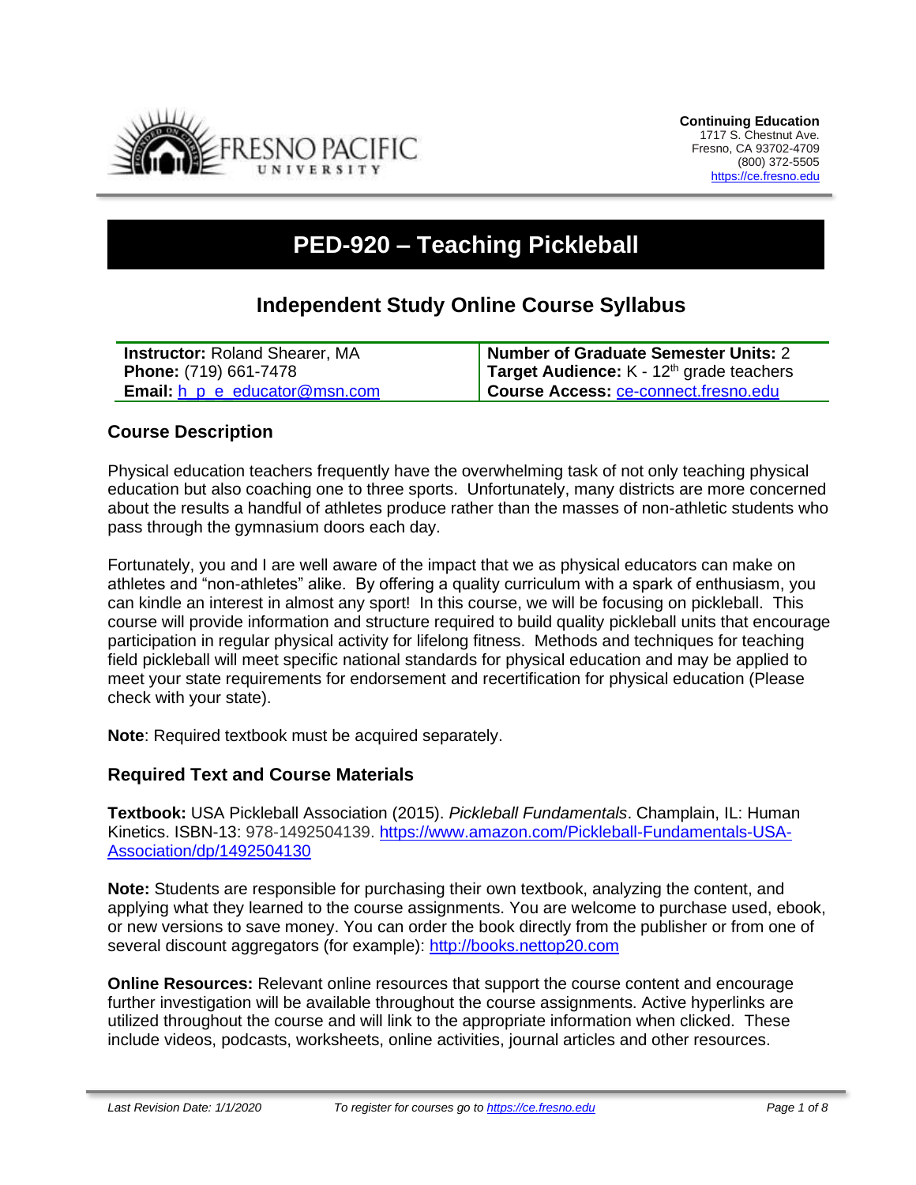Continuing Education
1717 S. Chestnut Ave.
Fresno, CA 93702-4709
(800) 372-5505
https://ce.fresno.edu

# PED-920 – Teaching Pickleball

## Independent Study Online Course Syllabus

| | |
|---|---|
| **Instructor:** Roland Shearer, MA | **Number of Graduate Semester Units:** 2 |
| **Phone:** (719) 661-7478 | **Target Audience:** K - 12th grade teachers |
| **Email:** h_p_e_educator@msn.com | **Course Access:** ce-connect.fresno.edu |

### Course Description

Physical education teachers frequently have the overwhelming task of not only teaching physical education but also coaching one to three sports. Unfortunately, many districts are more concerned about the results a handful of athletes produce rather than the masses of non-athletic students who pass through the gymnasium doors each day.

Fortunately, you and I are well aware of the impact that we as physical educators can make on athletes and "non-athletes" alike. By offering a quality curriculum with a spark of enthusiasm, you can kindle an interest in almost any sport! In this course, we will be focusing on pickleball. This course will provide information and structure required to build quality pickleball units that encourage participation in regular physical activity for lifelong fitness. Methods and techniques for teaching field pickleball will meet specific national standards for physical education and may be applied to meet your state requirements for endorsement and recertification for physical education (Please check with your state).

**Note**: Required textbook must be acquired separately.

### Required Text and Course Materials

**Textbook:** USA Pickleball Association (2015). *Pickleball Fundamentals*. Champlain, IL: Human Kinetics. ISBN-13: 978-1492504139. https://www.amazon.com/Pickleball-Fundamentals-USA-Association/dp/1492504130

**Note:** Students are responsible for purchasing their own textbook, analyzing the content, and applying what they learned to the course assignments. You are welcome to purchase used, ebook, or new versions to save money. You can order the book directly from the publisher or from one of several discount aggregators (for example): http://books.nettop20.com

**Online Resources:** Relevant online resources that support the course content and encourage further investigation will be available throughout the course assignments. Active hyperlinks are utilized throughout the course and will link to the appropriate information when clicked. These include videos, podcasts, worksheets, online activities, journal articles and other resources.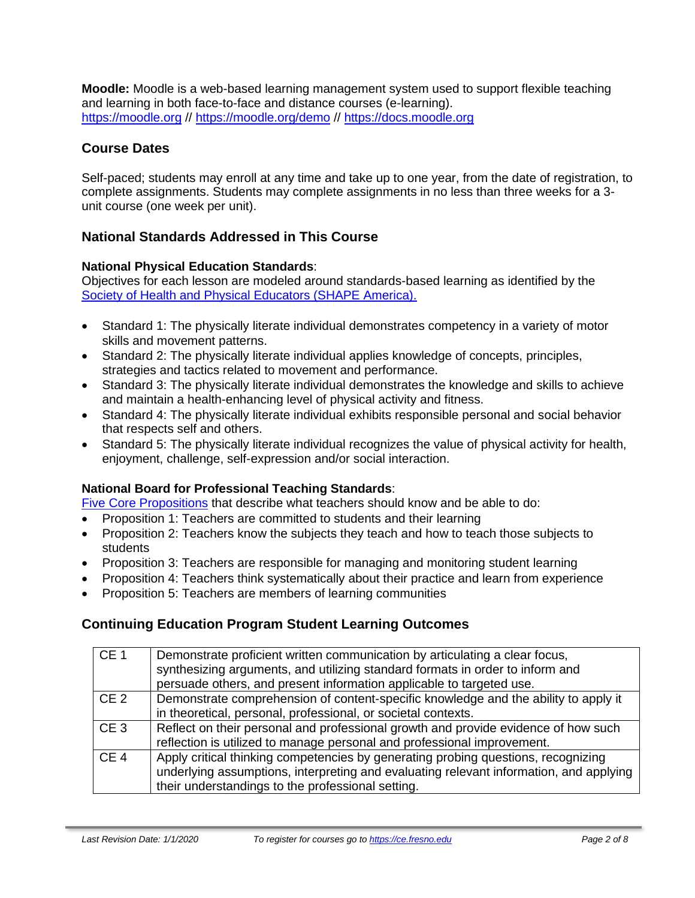**Moodle:** Moodle is a web-based learning management system used to support flexible teaching and learning in both face-to-face and distance courses (e-learning).
[https://moodle.org](https://moodle.org) // [https://moodle.org/demo](https://moodle.org/demo) // [https://docs.moodle.org](https://docs.moodle.org)

## Course Dates

Self-paced; students may enroll at any time and take up to one year, from the date of registration, to complete assignments. Students may complete assignments in no less than three weeks for a 3-unit course (one week per unit).

## National Standards Addressed in This Course

**National Physical Education Standards**:
Objectives for each lesson are modeled around standards-based learning as identified by the [Society of Health and Physical Educators (SHAPE America).](#)

- Standard 1: The physically literate individual demonstrates competency in a variety of motor skills and movement patterns.
- Standard 2: The physically literate individual applies knowledge of concepts, principles, strategies and tactics related to movement and performance.
- Standard 3: The physically literate individual demonstrates the knowledge and skills to achieve and maintain a health-enhancing level of physical activity and fitness.
- Standard 4: The physically literate individual exhibits responsible personal and social behavior that respects self and others.
- Standard 5: The physically literate individual recognizes the value of physical activity for health, enjoyment, challenge, self-expression and/or social interaction.

**National Board for Professional Teaching Standards**:
[Five Core Propositions](#) that describe what teachers should know and be able to do:

- Proposition 1: Teachers are committed to students and their learning
- Proposition 2: Teachers know the subjects they teach and how to teach those subjects to students
- Proposition 3: Teachers are responsible for managing and monitoring student learning
- Proposition 4: Teachers think systematically about their practice and learn from experience
- Proposition 5: Teachers are members of learning communities

## Continuing Education Program Student Learning Outcomes

| | |
|---|---|
| CE 1 | Demonstrate proficient written communication by articulating a clear focus, synthesizing arguments, and utilizing standard formats in order to inform and persuade others, and present information applicable to targeted use. |
| CE 2 | Demonstrate comprehension of content-specific knowledge and the ability to apply it in theoretical, personal, professional, or societal contexts. |
| CE 3 | Reflect on their personal and professional growth and provide evidence of how such reflection is utilized to manage personal and professional improvement. |
| CE 4 | Apply critical thinking competencies by generating probing questions, recognizing underlying assumptions, interpreting and evaluating relevant information, and applying their understandings to the professional setting. |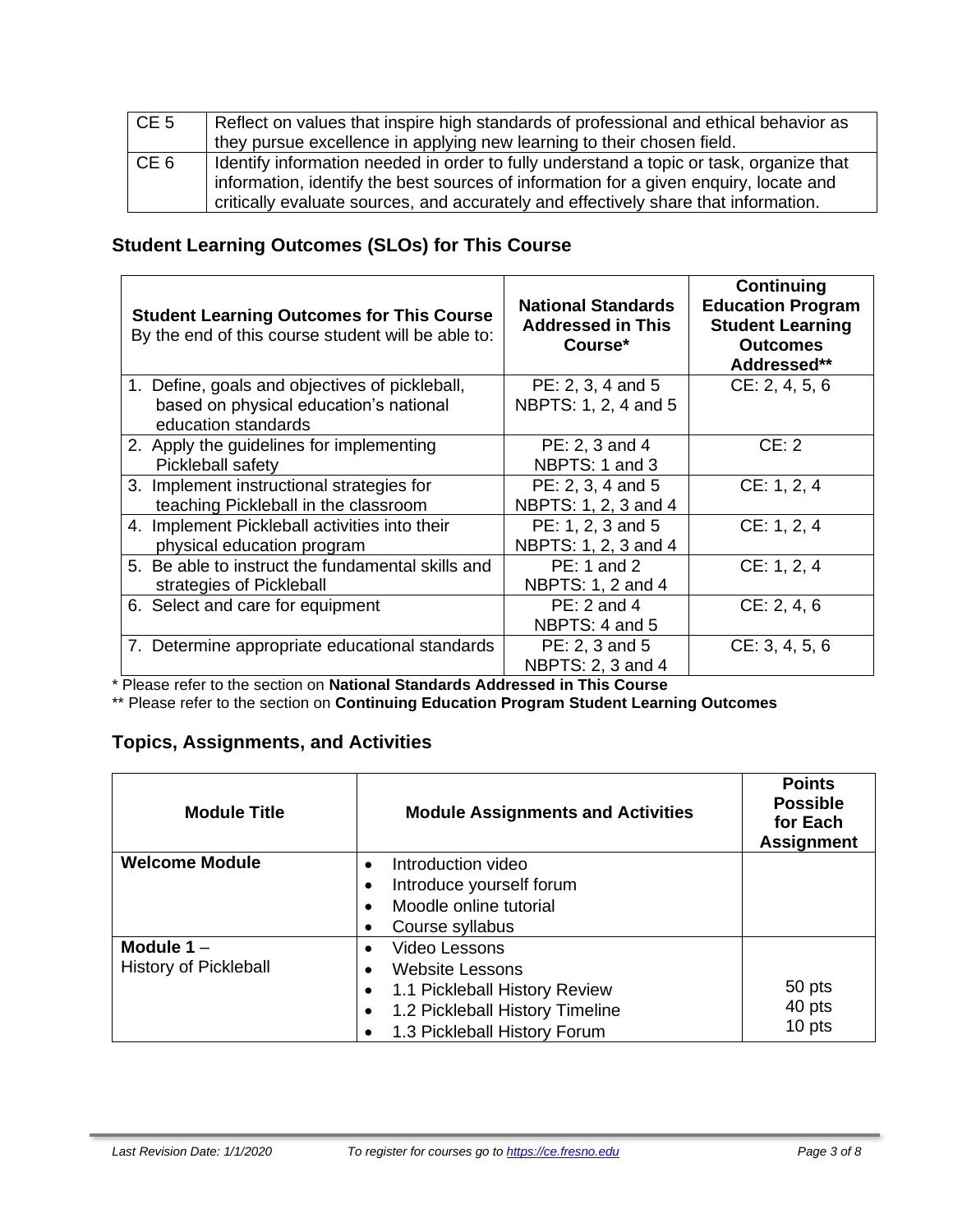| CE 5 | Reflect on values that inspire high standards of professional and ethical behavior as they pursue excellence in applying new learning to their chosen field. |
|---|---|
| CE 6 | Identify information needed in order to fully understand a topic or task, organize that information, identify the best sources of information for a given enquiry, locate and critically evaluate sources, and accurately and effectively share that information. |

## Student Learning Outcomes (SLOs) for This Course

| **Student Learning Outcomes for This Course** By the end of this course student will be able to: | **National Standards Addressed in This Course*** | **Continuing Education Program Student Learning Outcomes Addressed**** |
|---|---|---|
| 1. Define, goals and objectives of pickleball, based on physical education's national education standards | PE: 2, 3, 4 and 5 NBPTS: 1, 2, 4 and 5 | CE: 2, 4, 5, 6 |
| 2. Apply the guidelines for implementing Pickleball safety | PE: 2, 3 and 4 NBPTS: 1 and 3 | CE: 2 |
| 3. Implement instructional strategies for teaching Pickleball in the classroom | PE: 2, 3, 4 and 5 NBPTS: 1, 2, 3 and 4 | CE: 1, 2, 4 |
| 4. Implement Pickleball activities into their physical education program | PE: 1, 2, 3 and 5 NBPTS: 1, 2, 3 and 4 | CE: 1, 2, 4 |
| 5. Be able to instruct the fundamental skills and strategies of Pickleball | PE: 1 and 2 NBPTS: 1, 2 and 4 | CE: 1, 2, 4 |
| 6. Select and care for equipment | PE: 2 and 4 NBPTS: 4 and 5 | CE: 2, 4, 6 |
| 7. Determine appropriate educational standards | PE: 2, 3 and 5 NBPTS: 2, 3 and 4 | CE: 3, 4, 5, 6 |

\* Please refer to the section on **National Standards Addressed in This Course**

\*\* Please refer to the section on **Continuing Education Program Student Learning Outcomes**

## Topics, Assignments, and Activities

| **Module Title** | **Module Assignments and Activities** | **Points Possible for Each Assignment** |
|---|---|---|
| **Welcome Module** | • Introduction video<br>• Introduce yourself forum<br>• Moodle online tutorial<br>• Course syllabus | |
| **Module 1** – History of Pickleball | • Video Lessons<br>• Website Lessons<br>• 1.1 Pickleball History Review<br>• 1.2 Pickleball History Timeline<br>• 1.3 Pickleball History Forum | <br><br>50 pts<br>40 pts<br>10 pts |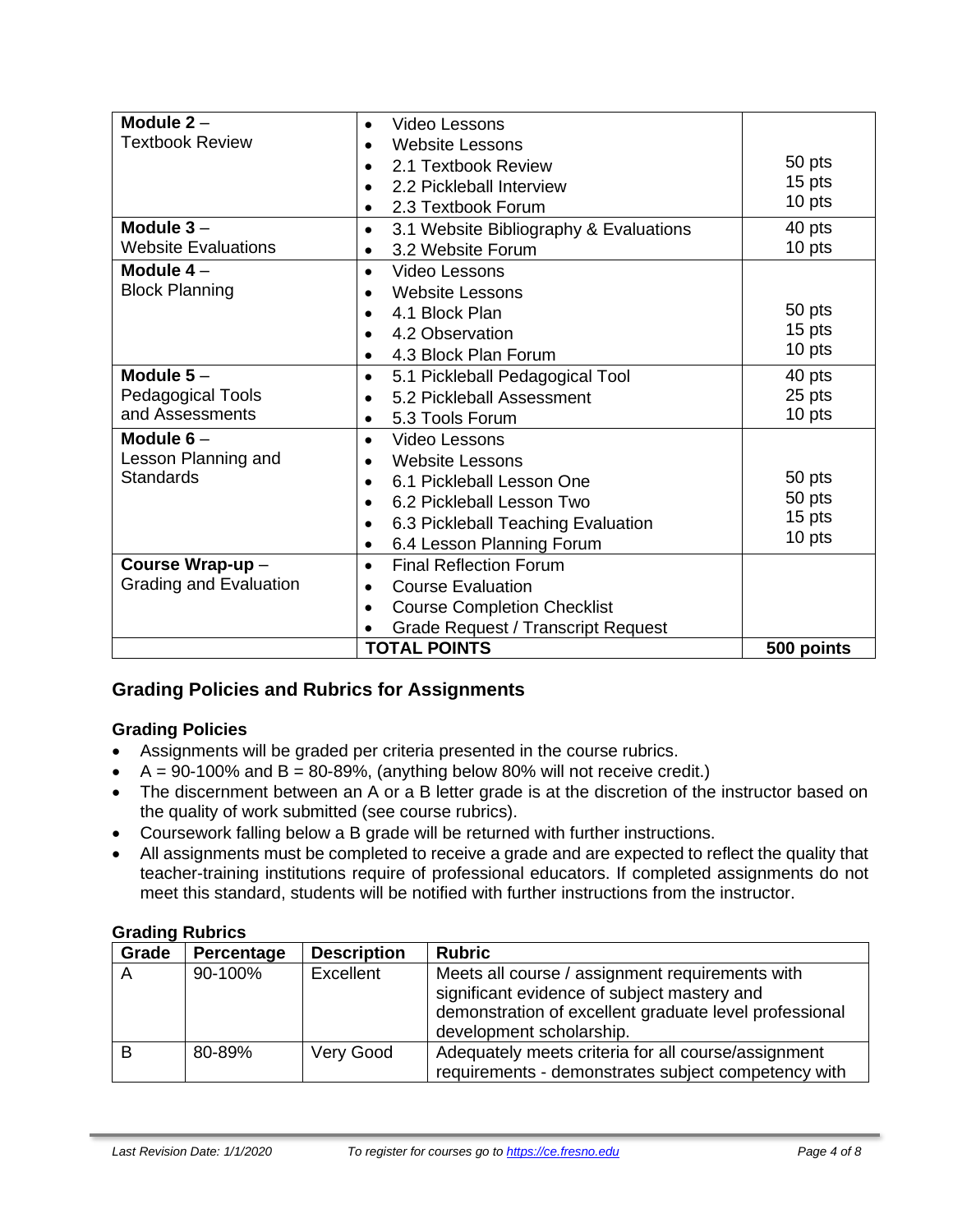| **Module 2** – Textbook Review | • Video Lessons<br>• Website Lessons<br>• 2.1 Textbook Review<br>• 2.2 Pickleball Interview<br>• 2.3 Textbook Forum | <br><br>50 pts<br>15 pts<br>10 pts |
|---|---|---|
| **Module 3** – Website Evaluations | • 3.1 Website Bibliography & Evaluations<br>• 3.2 Website Forum | 40 pts<br>10 pts |
| **Module 4** – Block Planning | • Video Lessons<br>• Website Lessons<br>• 4.1 Block Plan<br>• 4.2 Observation<br>• 4.3 Block Plan Forum | <br><br>50 pts<br>15 pts<br>10 pts |
| **Module 5** – Pedagogical Tools and Assessments | • 5.1 Pickleball Pedagogical Tool<br>• 5.2 Pickleball Assessment<br>• 5.3 Tools Forum | 40 pts<br>25 pts<br>10 pts |
| **Module 6** – Lesson Planning and Standards | • Video Lessons<br>• Website Lessons<br>• 6.1 Pickleball Lesson One<br>• 6.2 Pickleball Lesson Two<br>• 6.3 Pickleball Teaching Evaluation<br>• 6.4 Lesson Planning Forum | <br><br>50 pts<br>50 pts<br>15 pts<br>10 pts |
| **Course Wrap-up** – Grading and Evaluation | • Final Reflection Forum<br>• Course Evaluation<br>• Course Completion Checklist<br>• Grade Request / Transcript Request | |
| | **TOTAL POINTS** | **500 points** |

### Grading Policies and Rubrics for Assignments

#### Grading Policies

- Assignments will be graded per criteria presented in the course rubrics.
- A = 90-100% and B = 80-89%, (anything below 80% will not receive credit.)
- The discernment between an A or a B letter grade is at the discretion of the instructor based on the quality of work submitted (see course rubrics).
- Coursework falling below a B grade will be returned with further instructions.
- All assignments must be completed to receive a grade and are expected to reflect the quality that teacher-training institutions require of professional educators. If completed assignments do not meet this standard, students will be notified with further instructions from the instructor.

#### Grading Rubrics

| Grade | Percentage | Description | Rubric |
|---|---|---|---|
| A | 90-100% | Excellent | Meets all course / assignment requirements with significant evidence of subject mastery and demonstration of excellent graduate level professional development scholarship. |
| B | 80-89% | Very Good | Adequately meets criteria for all course/assignment requirements - demonstrates subject competency with |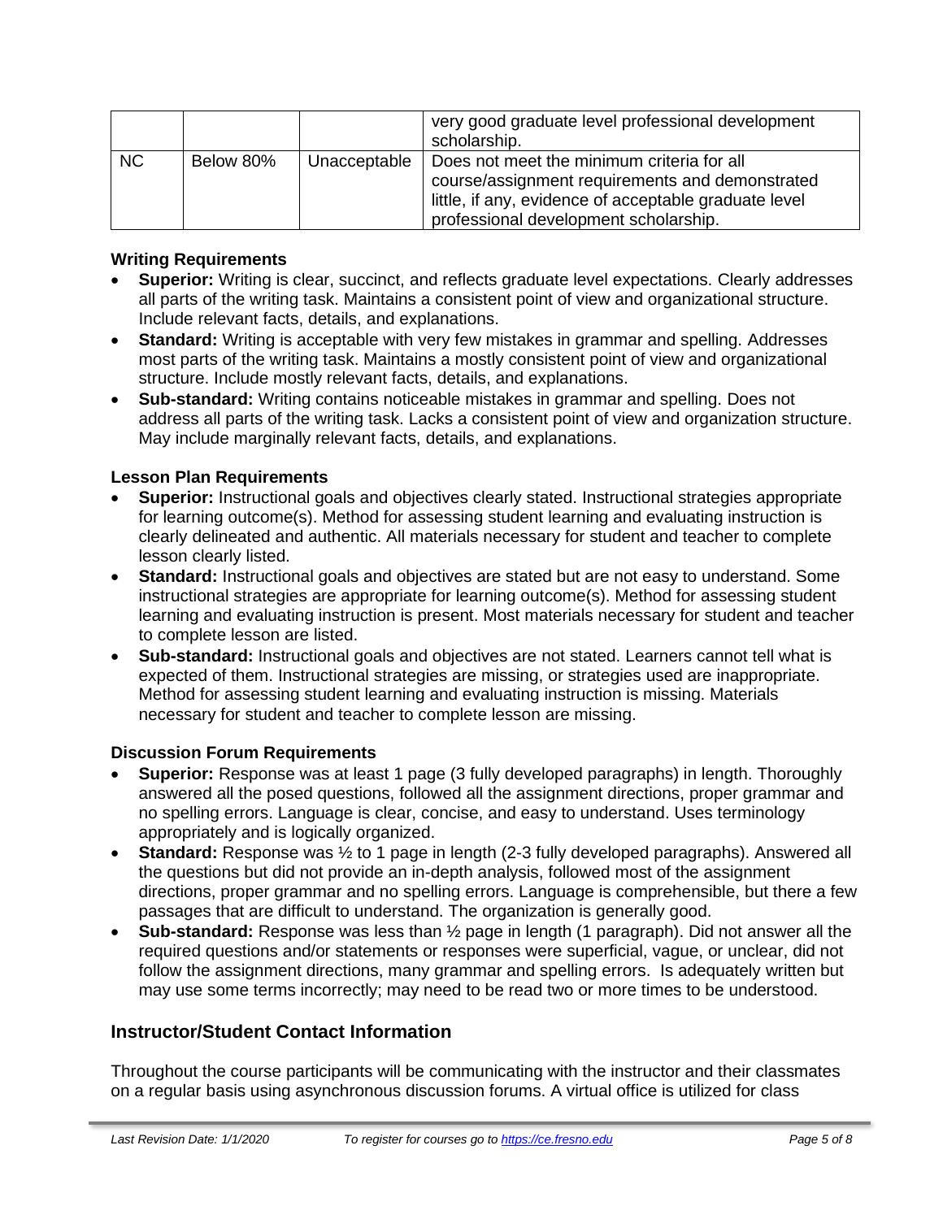| | | | very good graduate level professional development scholarship. |
|---|---|---|---|
| NC | Below 80% | Unacceptable | Does not meet the minimum criteria for all course/assignment requirements and demonstrated little, if any, evidence of acceptable graduate level professional development scholarship. |

**Writing Requirements**

- **Superior:** Writing is clear, succinct, and reflects graduate level expectations. Clearly addresses all parts of the writing task. Maintains a consistent point of view and organizational structure. Include relevant facts, details, and explanations.
- **Standard:** Writing is acceptable with very few mistakes in grammar and spelling. Addresses most parts of the writing task. Maintains a mostly consistent point of view and organizational structure. Include mostly relevant facts, details, and explanations.
- **Sub-standard:** Writing contains noticeable mistakes in grammar and spelling. Does not address all parts of the writing task. Lacks a consistent point of view and organization structure. May include marginally relevant facts, details, and explanations.

**Lesson Plan Requirements**

- **Superior:** Instructional goals and objectives clearly stated. Instructional strategies appropriate for learning outcome(s). Method for assessing student learning and evaluating instruction is clearly delineated and authentic. All materials necessary for student and teacher to complete lesson clearly listed.
- **Standard:** Instructional goals and objectives are stated but are not easy to understand. Some instructional strategies are appropriate for learning outcome(s). Method for assessing student learning and evaluating instruction is present. Most materials necessary for student and teacher to complete lesson are listed.
- **Sub-standard:** Instructional goals and objectives are not stated. Learners cannot tell what is expected of them. Instructional strategies are missing, or strategies used are inappropriate. Method for assessing student learning and evaluating instruction is missing. Materials necessary for student and teacher to complete lesson are missing.

**Discussion Forum Requirements**

- **Superior:** Response was at least 1 page (3 fully developed paragraphs) in length. Thoroughly answered all the posed questions, followed all the assignment directions, proper grammar and no spelling errors. Language is clear, concise, and easy to understand. Uses terminology appropriately and is logically organized.
- **Standard:** Response was ½ to 1 page in length (2-3 fully developed paragraphs). Answered all the questions but did not provide an in-depth analysis, followed most of the assignment directions, proper grammar and no spelling errors. Language is comprehensible, but there a few passages that are difficult to understand. The organization is generally good.
- **Sub-standard:** Response was less than ½ page in length (1 paragraph). Did not answer all the required questions and/or statements or responses were superficial, vague, or unclear, did not follow the assignment directions, many grammar and spelling errors. Is adequately written but may use some terms incorrectly; may need to be read two or more times to be understood.

## Instructor/Student Contact Information

Throughout the course participants will be communicating with the instructor and their classmates on a regular basis using asynchronous discussion forums. A virtual office is utilized for class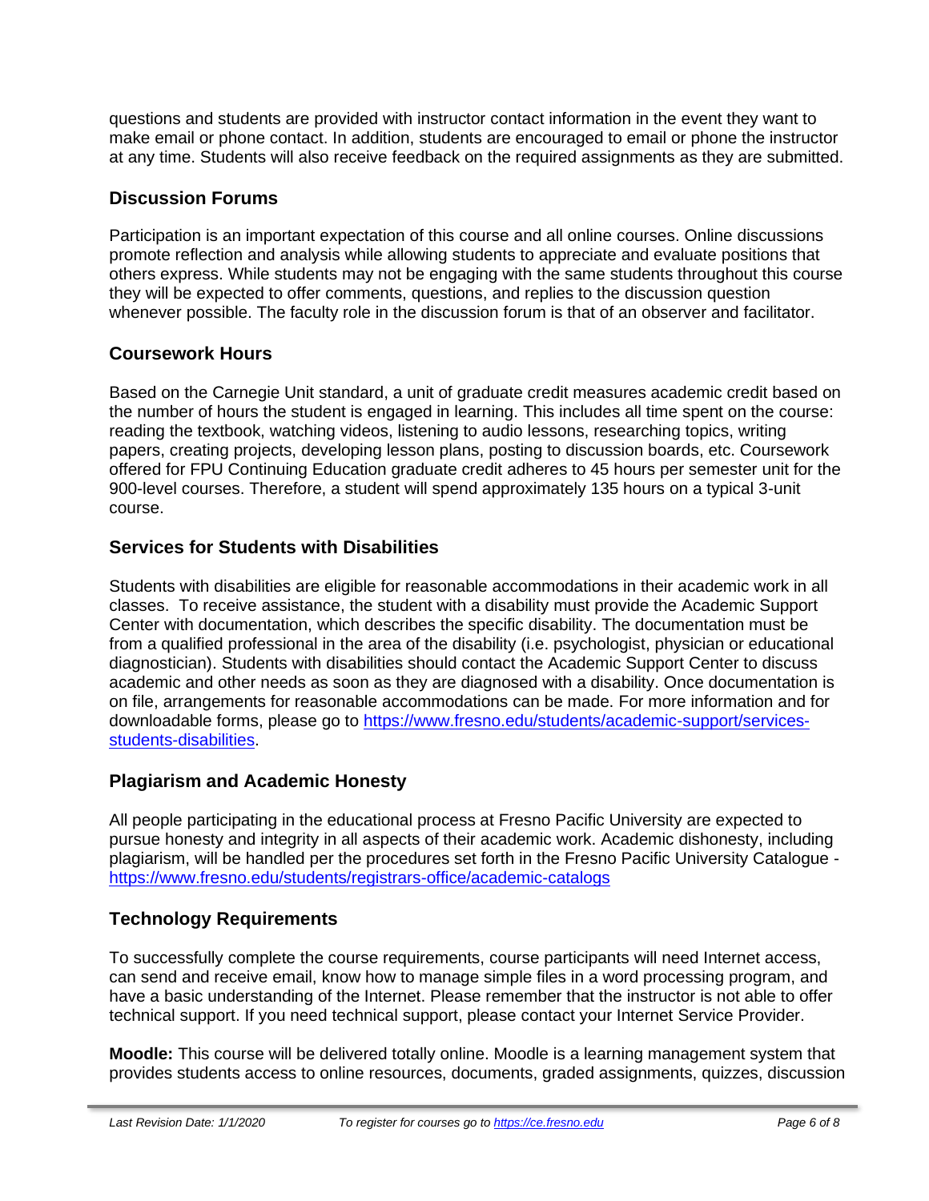questions and students are provided with instructor contact information in the event they want to make email or phone contact. In addition, students are encouraged to email or phone the instructor at any time. Students will also receive feedback on the required assignments as they are submitted.

## Discussion Forums

Participation is an important expectation of this course and all online courses. Online discussions promote reflection and analysis while allowing students to appreciate and evaluate positions that others express. While students may not be engaging with the same students throughout this course they will be expected to offer comments, questions, and replies to the discussion question whenever possible. The faculty role in the discussion forum is that of an observer and facilitator.

## Coursework Hours

Based on the Carnegie Unit standard, a unit of graduate credit measures academic credit based on the number of hours the student is engaged in learning. This includes all time spent on the course: reading the textbook, watching videos, listening to audio lessons, researching topics, writing papers, creating projects, developing lesson plans, posting to discussion boards, etc. Coursework offered for FPU Continuing Education graduate credit adheres to 45 hours per semester unit for the 900-level courses. Therefore, a student will spend approximately 135 hours on a typical 3-unit course.

## Services for Students with Disabilities

Students with disabilities are eligible for reasonable accommodations in their academic work in all classes. To receive assistance, the student with a disability must provide the Academic Support Center with documentation, which describes the specific disability. The documentation must be from a qualified professional in the area of the disability (i.e. psychologist, physician or educational diagnostician). Students with disabilities should contact the Academic Support Center to discuss academic and other needs as soon as they are diagnosed with a disability. Once documentation is on file, arrangements for reasonable accommodations can be made. For more information and for downloadable forms, please go to [https://www.fresno.edu/students/academic-support/services-students-disabilities](https://www.fresno.edu/students/academic-support/services-students-disabilities).

## Plagiarism and Academic Honesty

All people participating in the educational process at Fresno Pacific University are expected to pursue honesty and integrity in all aspects of their academic work. Academic dishonesty, including plagiarism, will be handled per the procedures set forth in the Fresno Pacific University Catalogue - [https://www.fresno.edu/students/registrars-office/academic-catalogs](https://www.fresno.edu/students/registrars-office/academic-catalogs)

## Technology Requirements

To successfully complete the course requirements, course participants will need Internet access, can send and receive email, know how to manage simple files in a word processing program, and have a basic understanding of the Internet. Please remember that the instructor is not able to offer technical support. If you need technical support, please contact your Internet Service Provider.

**Moodle:** This course will be delivered totally online. Moodle is a learning management system that provides students access to online resources, documents, graded assignments, quizzes, discussion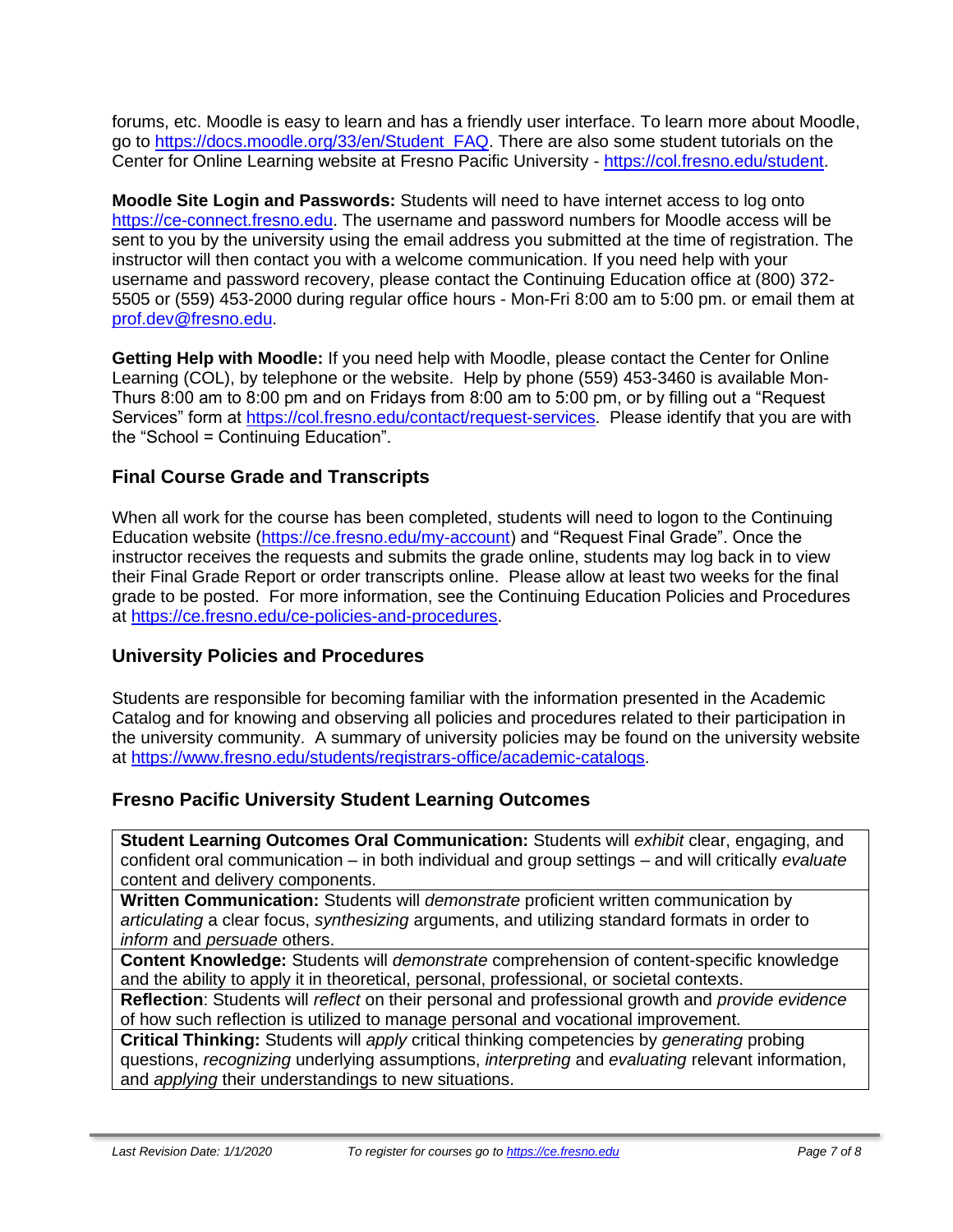forums, etc. Moodle is easy to learn and has a friendly user interface. To learn more about Moodle, go to https://docs.moodle.org/33/en/Student_FAQ. There are also some student tutorials on the Center for Online Learning website at Fresno Pacific University - https://col.fresno.edu/student.

**Moodle Site Login and Passwords:** Students will need to have internet access to log onto https://ce-connect.fresno.edu. The username and password numbers for Moodle access will be sent to you by the university using the email address you submitted at the time of registration. The instructor will then contact you with a welcome communication. If you need help with your username and password recovery, please contact the Continuing Education office at (800) 372-5505 or (559) 453-2000 during regular office hours - Mon-Fri 8:00 am to 5:00 pm. or email them at prof.dev@fresno.edu.

**Getting Help with Moodle:** If you need help with Moodle, please contact the Center for Online Learning (COL), by telephone or the website. Help by phone (559) 453-3460 is available Mon-Thurs 8:00 am to 8:00 pm and on Fridays from 8:00 am to 5:00 pm, or by filling out a "Request Services" form at https://col.fresno.edu/contact/request-services. Please identify that you are with the "School = Continuing Education".

## Final Course Grade and Transcripts

When all work for the course has been completed, students will need to logon to the Continuing Education website (https://ce.fresno.edu/my-account) and "Request Final Grade". Once the instructor receives the requests and submits the grade online, students may log back in to view their Final Grade Report or order transcripts online. Please allow at least two weeks for the final grade to be posted. For more information, see the Continuing Education Policies and Procedures at https://ce.fresno.edu/ce-policies-and-procedures.

## University Policies and Procedures

Students are responsible for becoming familiar with the information presented in the Academic Catalog and for knowing and observing all policies and procedures related to their participation in the university community. A summary of university policies may be found on the university website at https://www.fresno.edu/students/registrars-office/academic-catalogs.

## Fresno Pacific University Student Learning Outcomes

| **Student Learning Outcomes Oral Communication:** Students will *exhibit* clear, engaging, and confident oral communication – in both individual and group settings – and will critically *evaluate* content and delivery components. |
|---|
| **Written Communication:** Students will *demonstrate* proficient written communication by *articulating* a clear focus, *synthesizing* arguments, and utilizing standard formats in order to *inform* and *persuade* others. |
| **Content Knowledge:** Students will *demonstrate* comprehension of content-specific knowledge and the ability to apply it in theoretical, personal, professional, or societal contexts. |
| **Reflection**: Students will *reflect* on their personal and professional growth and *provide evidence* of how such reflection is utilized to manage personal and vocational improvement. |
| **Critical Thinking:** Students will *apply* critical thinking competencies by *generating* probing questions, *recognizing* underlying assumptions, *interpreting* and *evaluating* relevant information, and *applying* their understandings to new situations. |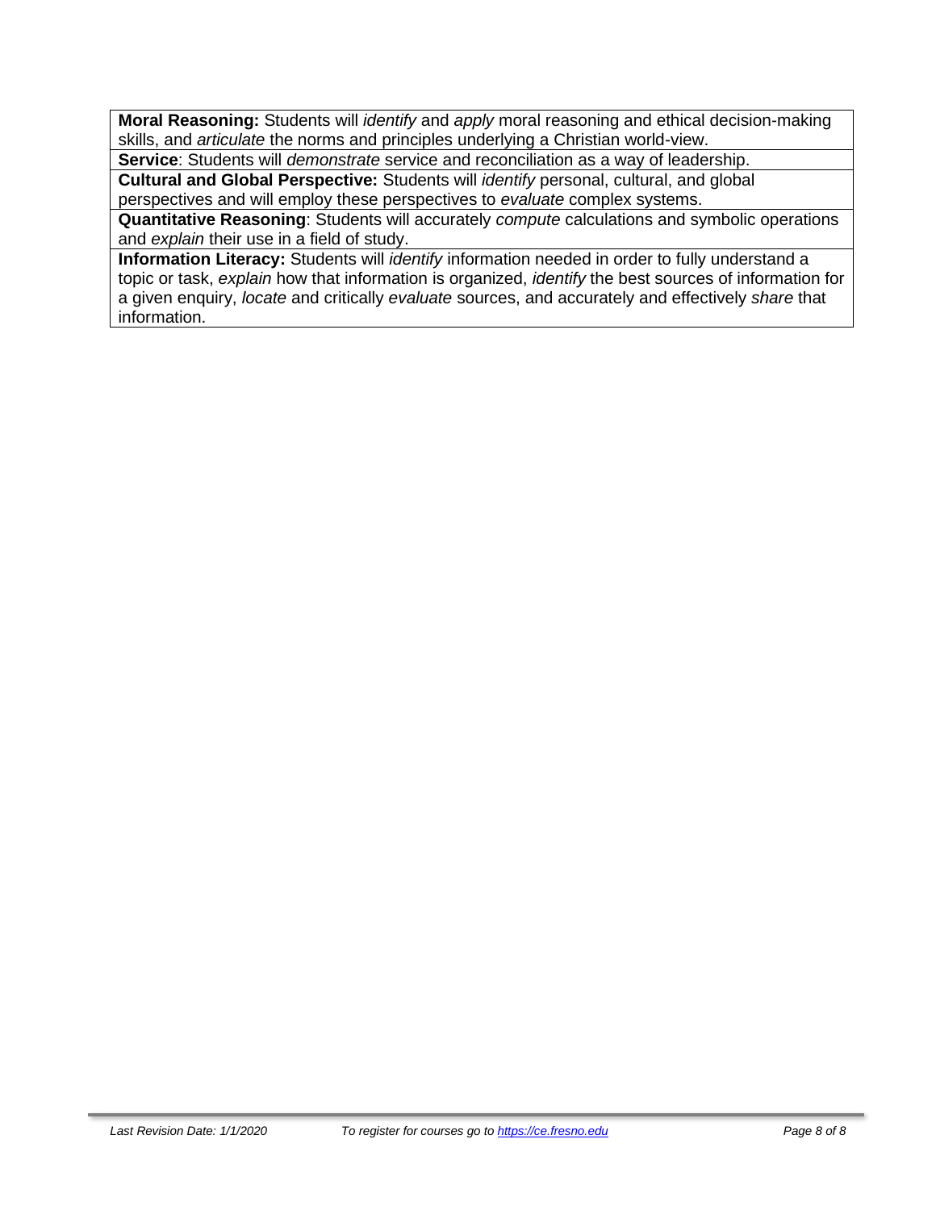| |
|---|
| **Moral Reasoning:** Students will *identify* and *apply* moral reasoning and ethical decision-making skills, and *articulate* the norms and principles underlying a Christian world-view. |
| **Service**: Students will *demonstrate* service and reconciliation as a way of leadership. |
| **Cultural and Global Perspective:** Students will *identify* personal, cultural, and global perspectives and will employ these perspectives to *evaluate* complex systems. |
| **Quantitative Reasoning**: Students will accurately *compute* calculations and symbolic operations and *explain* their use in a field of study. |
| **Information Literacy:** Students will *identify* information needed in order to fully understand a topic or task, *explain* how that information is organized, *identify* the best sources of information for a given enquiry, *locate* and critically *evaluate* sources, and accurately and effectively *share* that information. |